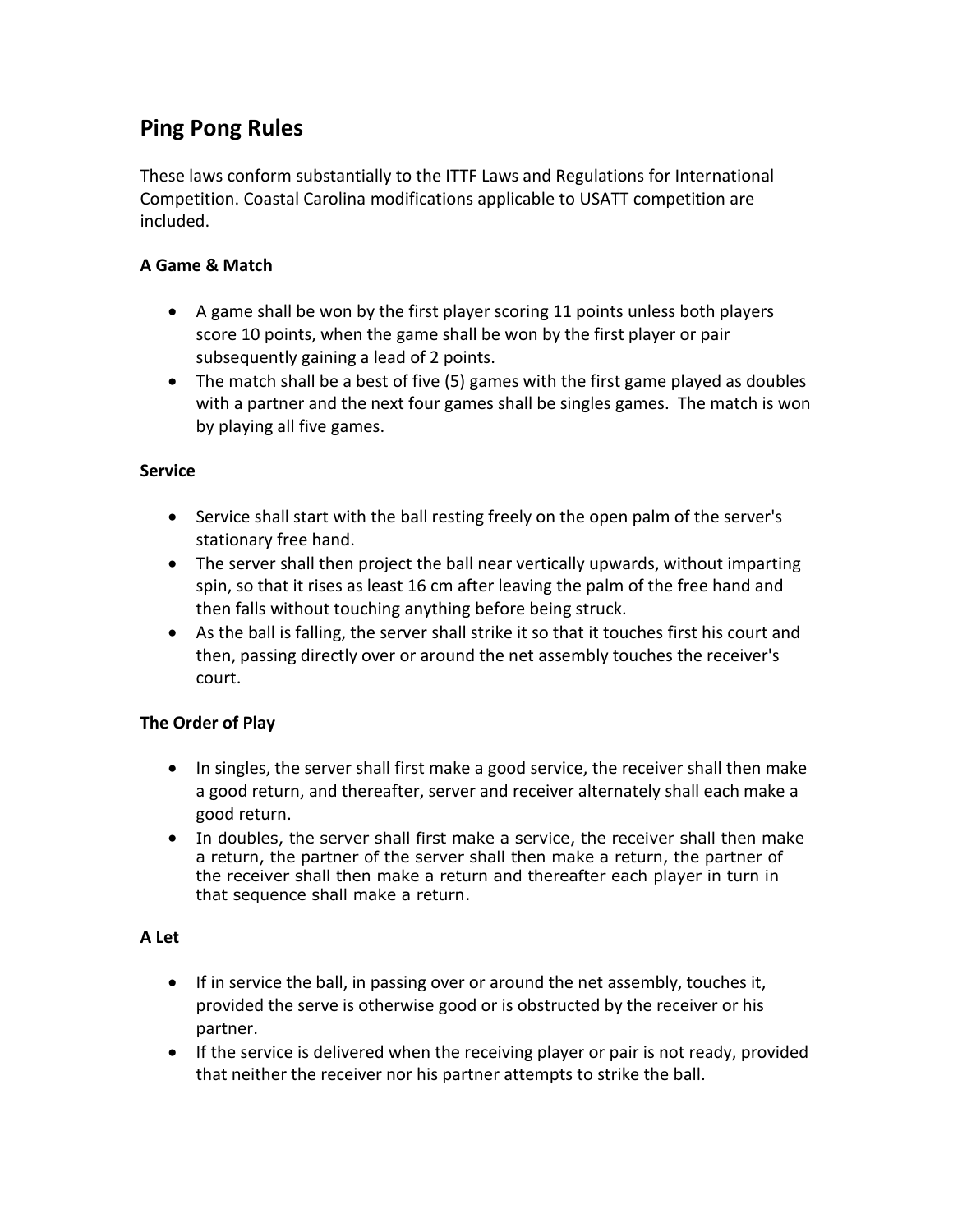# Ping Pong Rules

These laws conform substantially to the ITTF Laws and Regulations for International Competition. Coastal Carolina modifications applicable to USATT competition are included.

### A Game & Match

- A game shall be won by the first player scoring 11 points unless both players score 10 points, when the game shall be won by the first player or pair subsequently gaining a lead of 2 points.
- The match shall be a best of five (5) games with the first game played as doubles with a partner and the next four games shall be singles games. The match is won by playing all five games.

### Service

- Service shall start with the ball resting freely on the open palm of the server's stationary free hand.
- The server shall then project the ball near vertically upwards, without imparting spin, so that it rises as least 16 cm after leaving the palm of the free hand and then falls without touching anything before being struck.
- As the ball is falling, the server shall strike it so that it touches first his court and then, passing directly over or around the net assembly touches the receiver's court.

### The Order of Play

- In singles, the server shall first make a good service, the receiver shall then make a good return, and thereafter, server and receiver alternately shall each make a good return.
- In doubles, the server shall first make a service, the receiver shall then make a return, the partner of the server shall then make a return, the partner of the receiver shall then make a return and thereafter each player in turn in that sequence shall make a return.

### A Let

- If in service the ball, in passing over or around the net assembly, touches it, provided the serve is otherwise good or is obstructed by the receiver or his partner.
- If the service is delivered when the receiving player or pair is not ready, provided that neither the receiver nor his partner attempts to strike the ball.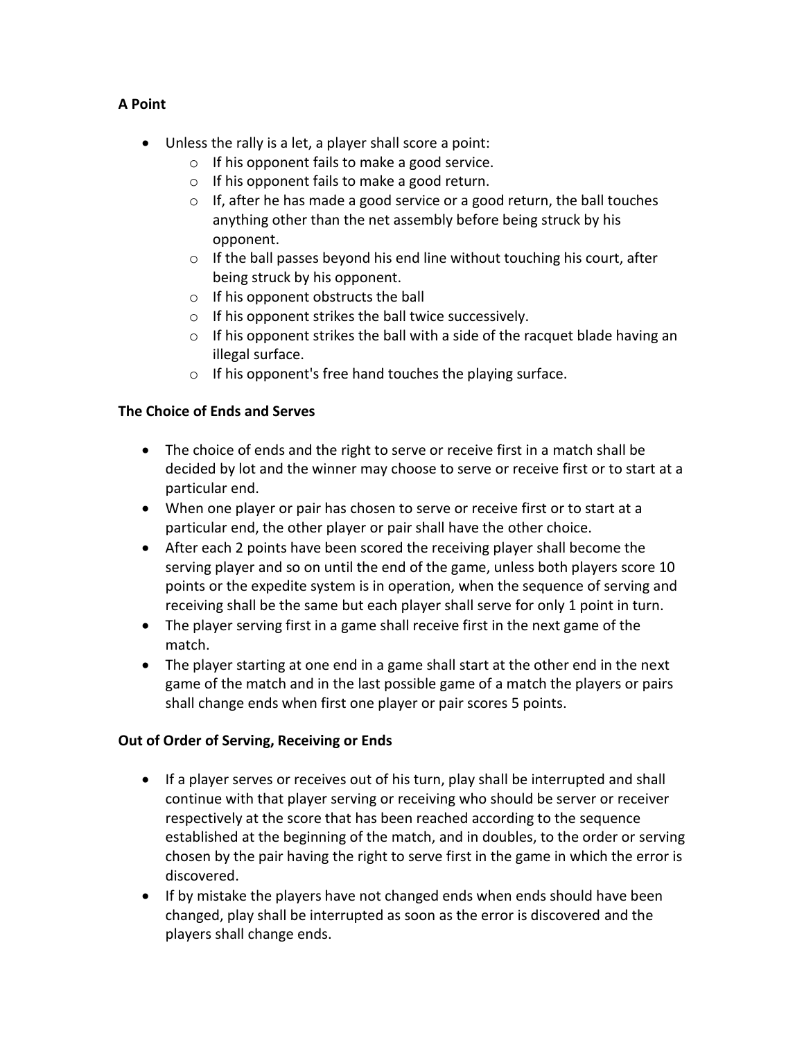**A Point**

- Unless the rally is a let, a player shall score a point:
  - If his opponent fails to make a good service.
  - If his opponent fails to make a good return.
  - If, after he has made a good service or a good return, the ball touches anything other than the net assembly before being struck by his opponent.
  - If the ball passes beyond his end line without touching his court, after being struck by his opponent.
  - If his opponent obstructs the ball
  - If his opponent strikes the ball twice successively.
  - If his opponent strikes the ball with a side of the racquet blade having an illegal surface.
  - If his opponent's free hand touches the playing surface.

**The Choice of Ends and Serves**

- The choice of ends and the right to serve or receive first in a match shall be decided by lot and the winner may choose to serve or receive first or to start at a particular end.
- When one player or pair has chosen to serve or receive first or to start at a particular end, the other player or pair shall have the other choice.
- After each 2 points have been scored the receiving player shall become the serving player and so on until the end of the game, unless both players score 10 points or the expedite system is in operation, when the sequence of serving and receiving shall be the same but each player shall serve for only 1 point in turn.
- The player serving first in a game shall receive first in the next game of the match.
- The player starting at one end in a game shall start at the other end in the next game of the match and in the last possible game of a match the players or pairs shall change ends when first one player or pair scores 5 points.

**Out of Order of Serving, Receiving or Ends**

- If a player serves or receives out of his turn, play shall be interrupted and shall continue with that player serving or receiving who should be server or receiver respectively at the score that has been reached according to the sequence established at the beginning of the match, and in doubles, to the order or serving chosen by the pair having the right to serve first in the game in which the error is discovered.
- If by mistake the players have not changed ends when ends should have been changed, play shall be interrupted as soon as the error is discovered and the players shall change ends.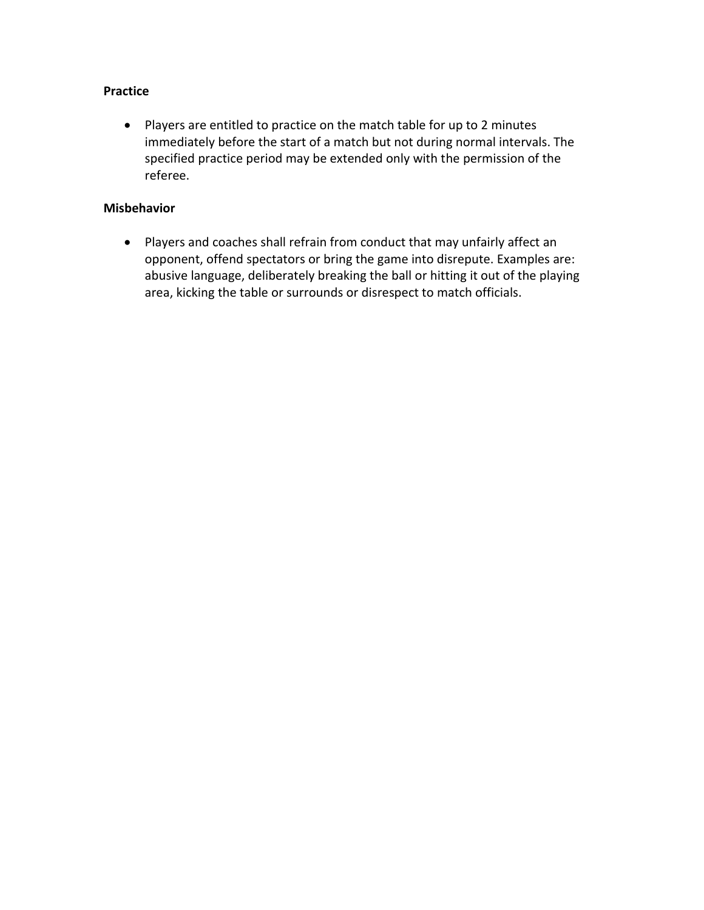**Practice**

- Players are entitled to practice on the match table for up to 2 minutes immediately before the start of a match but not during normal intervals. The specified practice period may be extended only with the permission of the referee.

**Misbehavior**

- Players and coaches shall refrain from conduct that may unfairly affect an opponent, offend spectators or bring the game into disrepute. Examples are: abusive language, deliberately breaking the ball or hitting it out of the playing area, kicking the table or surrounds or disrespect to match officials.